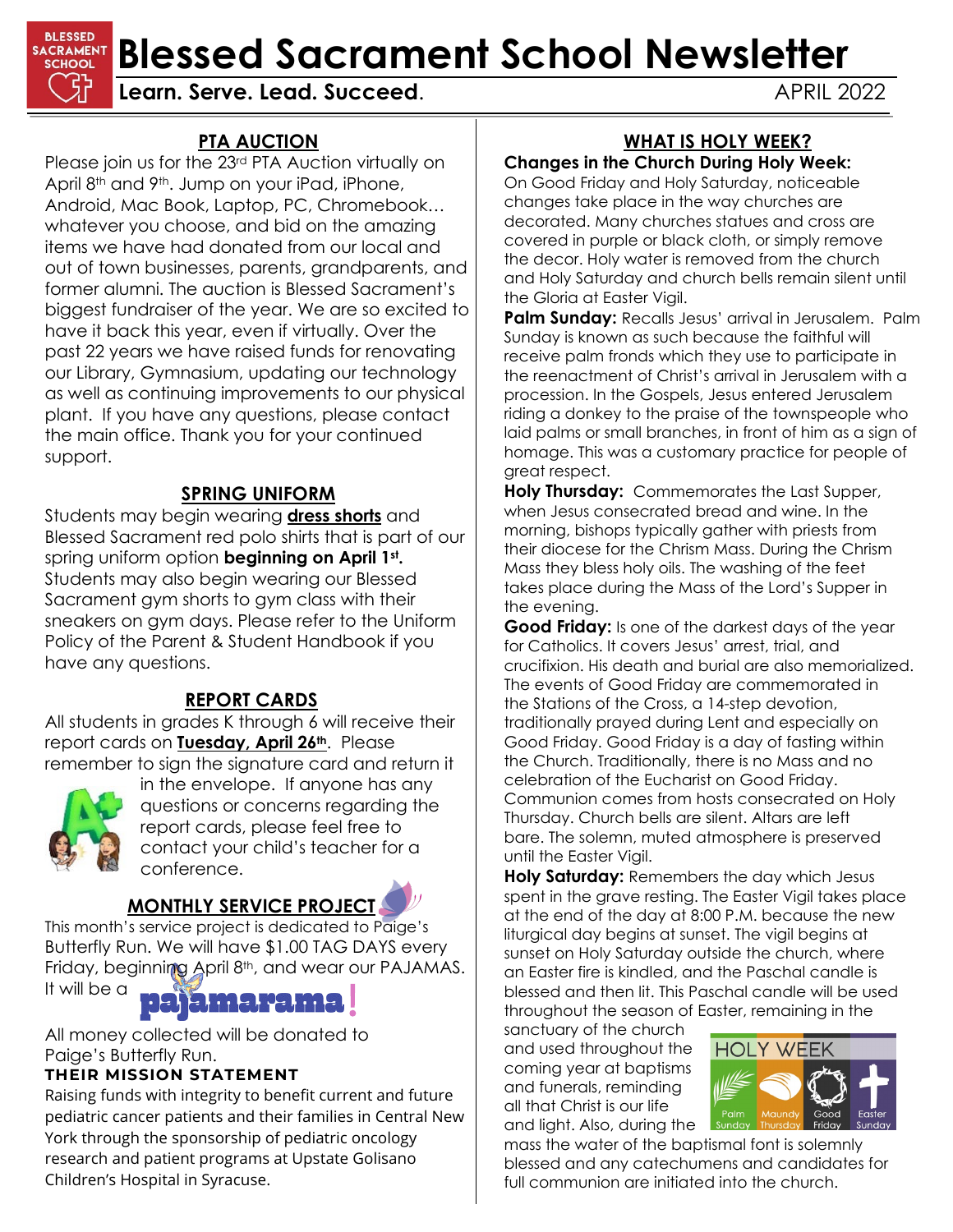# Blessed Sacrament School Newsletter

**Learn. Serve. Lead. Succeed.** APRIL 2022

## PTA AUCTION

Please join us for the 23rd PTA Auction virtually on April 8th and 9th. Jump on your iPad, iPhone, Android, Mac Book, Laptop, PC, Chromebook… whatever you choose, and bid on the amazing items we have had donated from our local and out of town businesses, parents, grandparents, and former alumni. The auction is Blessed Sacrament's biggest fundraiser of the year. We are so excited to have it back this year, even if virtually. Over the past 22 years we have raised funds for renovating our Library, Gymnasium, updating our technology as well as continuing improvements to our physical plant. If you have any questions, please contact the main office. Thank you for your continued support.

## SPRING UNIFORM

Students may begin wearing **dress shorts** and Blessed Sacrament red polo shirts that is part of our spring uniform option **beginning on April 1st.** Students may also begin wearing our Blessed Sacrament gym shorts to gym class with their sneakers on gym days. Please refer to the Uniform Policy of the Parent & Student Handbook if you have any questions.

## REPORT CARDS

All students in grades K through 6 will receive their report cards on **Tuesday, April 26th**. Please remember to sign the signature card and return it in the envelope. If anyone has any questions or concerns regarding the report cards, please feel free to contact your child's teacher for a conference.

## MONTHLY SERVICE PROJECT

This month's service project is dedicated to Paige's Butterfly Run. We will have $1.00 TAG DAYS every Friday, beginning April 8th, and wear our PAJAMAS. It will be a pajamarama!

All money collected will be donated to Paige's Butterfly Run.

**THEIR MISSION STATEMENT**

Raising funds with integrity to benefit current and future pediatric cancer patients and their families in Central New York through the sponsorship of pediatric oncology research and patient programs at Upstate Golisano Children's Hospital in Syracuse.

## WHAT IS HOLY WEEK?

**Changes in the Church During Holy Week:** On Good Friday and Holy Saturday, noticeable changes take place in the way churches are decorated. Many churches statues and cross are covered in purple or black cloth, or simply remove the decor. Holy water is removed from the church and Holy Saturday and church bells remain silent until the Gloria at Easter Vigil.

**Palm Sunday:** Recalls Jesus' arrival in Jerusalem. Palm Sunday is known as such because the faithful will receive palm fronds which they use to participate in the reenactment of Christ's arrival in Jerusalem with a procession. In the Gospels, Jesus entered Jerusalem riding a donkey to the praise of the townspeople who laid palms or small branches, in front of him as a sign of homage. This was a customary practice for people of great respect.

**Holy Thursday:** Commemorates the Last Supper, when Jesus consecrated bread and wine. In the morning, bishops typically gather with priests from their diocese for the Chrism Mass. During the Chrism Mass they bless holy oils. The washing of the feet takes place during the Mass of the Lord's Supper in the evening.

**Good Friday:** Is one of the darkest days of the year for Catholics. It covers Jesus' arrest, trial, and crucifixion. His death and burial are also memorialized. The events of Good Friday are commemorated in the Stations of the Cross, a 14-step devotion, traditionally prayed during Lent and especially on Good Friday. Good Friday is a day of fasting within the Church. Traditionally, there is no Mass and no celebration of the Eucharist on Good Friday. Communion comes from hosts consecrated on Holy Thursday. Church bells are silent. Altars are left bare. The solemn, muted atmosphere is preserved until the Easter Vigil.

**Holy Saturday:** Remembers the day which Jesus spent in the grave resting. The Easter Vigil takes place at the end of the day at 8:00 P.M. because the new liturgical day begins at sunset. The vigil begins at sunset on Holy Saturday outside the church, where an Easter fire is kindled, and the Paschal candle is blessed and then lit. This Paschal candle will be used throughout the season of Easter, remaining in the sanctuary of the church and used throughout the coming year at baptisms and funerals, reminding all that Christ is our life and light. Also, during the mass the water of the baptismal font is solemnly blessed and any catechumens and candidates for full communion are initiated into the church.

HOLY WEEK: Palm Sunday, Maundy Thursday, Good Friday, Easter Sunday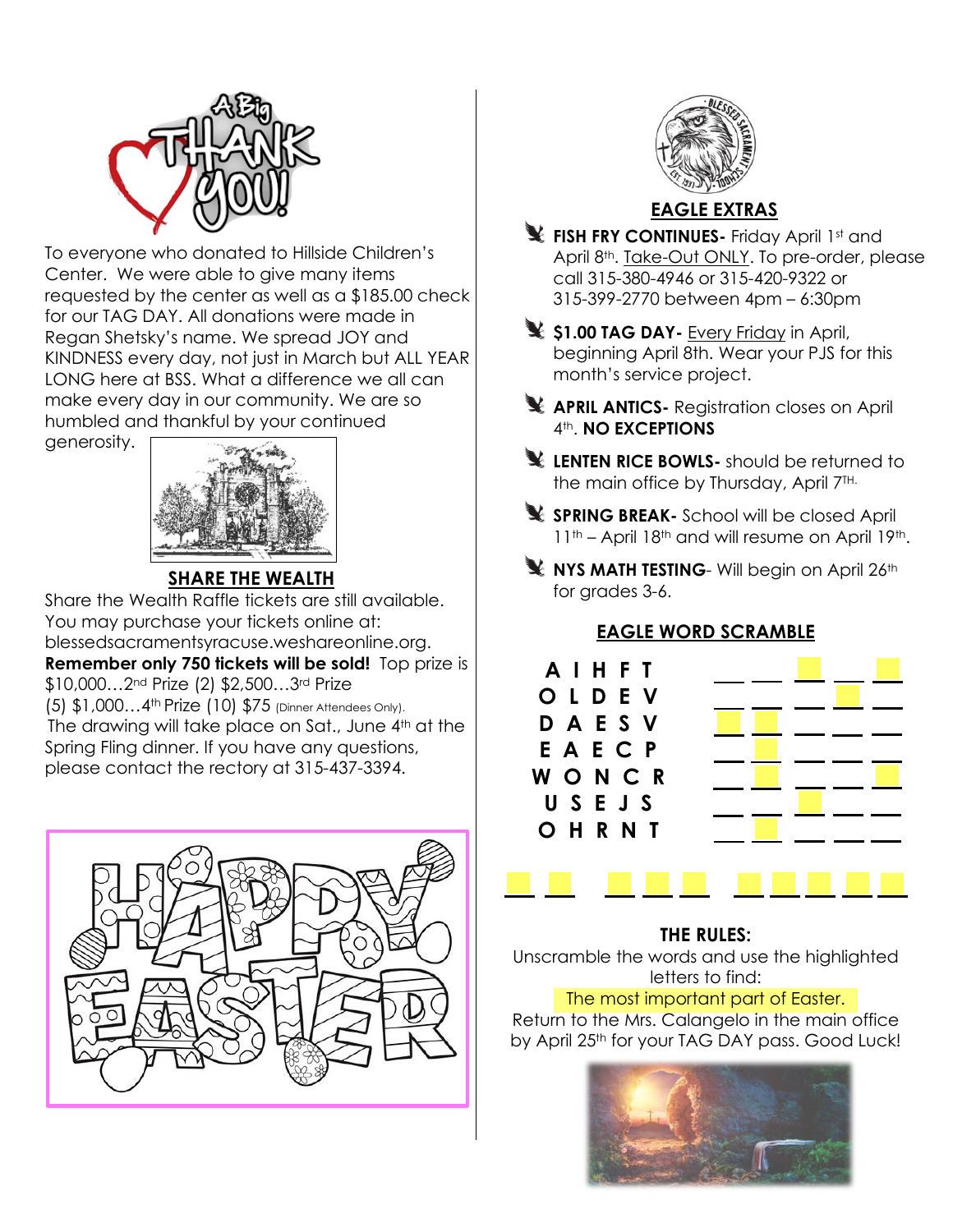A Big THANK YOU!

To everyone who donated to Hillside Children's Center. We were able to give many items requested by the center as well as a $185.00 check for our TAG DAY. All donations were made in Regan Shetsky's name. We spread JOY and KINDNESS every day, not just in March but ALL YEAR LONG here at BSS. What a difference we all can make every day in our community. We are so humbled and thankful by your continued generosity.

## SHARE THE WEALTH

Share the Wealth Raffle tickets are still available. You may purchase your tickets online at: blessedsacramentsyracuse.weshareonline.org. **Remember only 750 tickets will be sold!** Top prize is $10,000…2nd Prize (2) $2,500…3rd Prize (5) $1,000…4th Prize (10) $75 (Dinner Attendees Only). The drawing will take place on Sat., June 4th at the Spring Fling dinner. If you have any questions, please contact the rectory at 315-437-3394.

HAPPY EASTER

## EAGLE EXTRAS

- **FISH FRY CONTINUES-** Friday April 1st and April 8th. Take-Out ONLY. To pre-order, please call 315-380-4946 or 315-420-9322 or 315-399-2770 between 4pm – 6:30pm
- **$1.00 TAG DAY-** Every Friday in April, beginning April 8th. Wear your PJS for this month's service project.
- **APRIL ANTICS-** Registration closes on April 4th. **NO EXCEPTIONS**
- **LENTEN RICE BOWLS-** should be returned to the main office by Thursday, April 7TH.
- **SPRING BREAK-** School will be closed April 11th – April 18th and will resume on April 19th.
- **NYS MATH TESTING**- Will begin on April 26th for grades 3-6.

## EAGLE WORD SCRAMBLE

A I H F T __ __ __ __ __

O L D E V __ __ __ __ __

D A E S V __ __ __ __ __

E A E C P __ __ __ __ __

W O N C R __ __ __ __ __

U S E J S __ __ __ __ __

O H R N T __ __ __ __ __

__ __ __ __ __ __ __ __ __ __

**THE RULES:**

Unscramble the words and use the highlighted letters to find:

The most important part of Easter.

Return to the Mrs. Calangelo in the main office by April 25th for your TAG DAY pass. Good Luck!